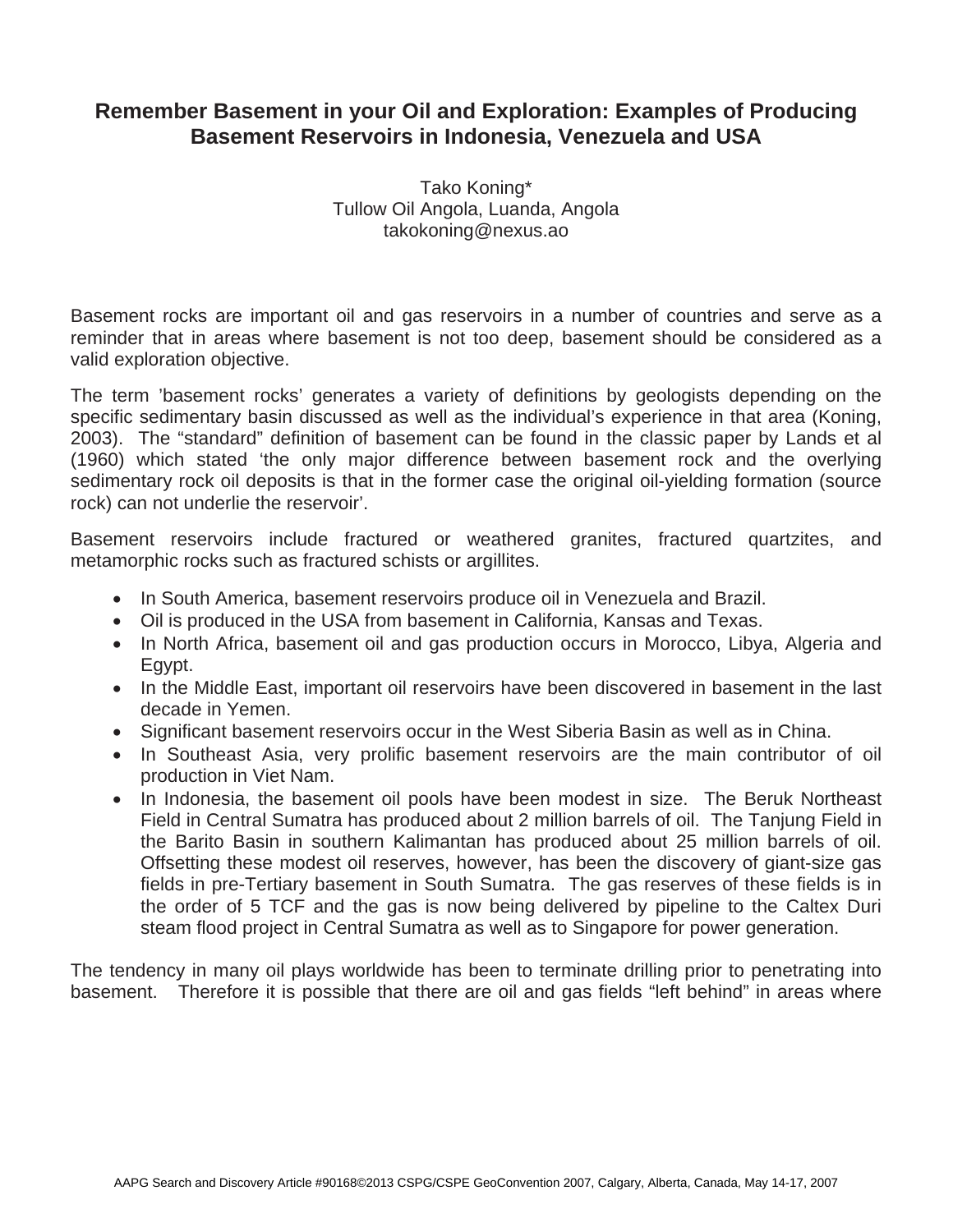# Remember Basement in your Oil and Exploration: Examples of Producing Basement Reservoirs in Indonesia, Venezuela and USA

Tako Koning*
Tullow Oil Angola, Luanda, Angola
takokoning@nexus.ao

Basement rocks are important oil and gas reservoirs in a number of countries and serve as a reminder that in areas where basement is not too deep, basement should be considered as a valid exploration objective.

The term 'basement rocks' generates a variety of definitions by geologists depending on the specific sedimentary basin discussed as well as the individual's experience in that area (Koning, 2003). The "standard" definition of basement can be found in the classic paper by Lands et al (1960) which stated 'the only major difference between basement rock and the overlying sedimentary rock oil deposits is that in the former case the original oil-yielding formation (source rock) can not underlie the reservoir'.

Basement reservoirs include fractured or weathered granites, fractured quartzites, and metamorphic rocks such as fractured schists or argillites.

- In South America, basement reservoirs produce oil in Venezuela and Brazil.
- Oil is produced in the USA from basement in California, Kansas and Texas.
- In North Africa, basement oil and gas production occurs in Morocco, Libya, Algeria and Egypt.
- In the Middle East, important oil reservoirs have been discovered in basement in the last decade in Yemen.
- Significant basement reservoirs occur in the West Siberia Basin as well as in China.
- In Southeast Asia, very prolific basement reservoirs are the main contributor of oil production in Viet Nam.
- In Indonesia, the basement oil pools have been modest in size. The Beruk Northeast Field in Central Sumatra has produced about 2 million barrels of oil. The Tanjung Field in the Barito Basin in southern Kalimantan has produced about 25 million barrels of oil. Offsetting these modest oil reserves, however, has been the discovery of giant-size gas fields in pre-Tertiary basement in South Sumatra. The gas reserves of these fields is in the order of 5 TCF and the gas is now being delivered by pipeline to the Caltex Duri steam flood project in Central Sumatra as well as to Singapore for power generation.

The tendency in many oil plays worldwide has been to terminate drilling prior to penetrating into basement. Therefore it is possible that there are oil and gas fields "left behind" in areas where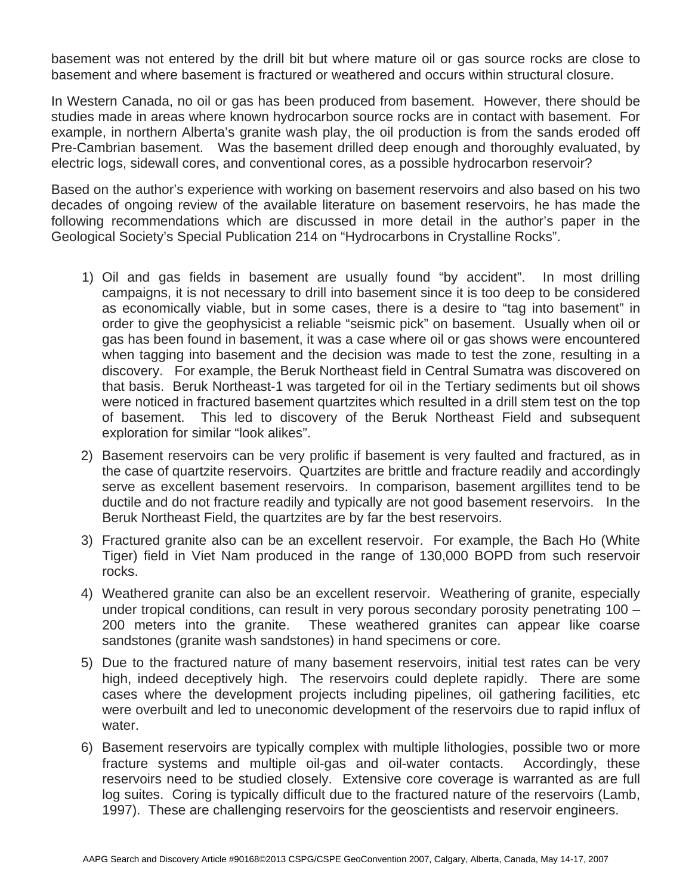basement was not entered by the drill bit but where mature oil or gas source rocks are close to basement and where basement is fractured or weathered and occurs within structural closure.

In Western Canada, no oil or gas has been produced from basement. However, there should be studies made in areas where known hydrocarbon source rocks are in contact with basement. For example, in northern Alberta's granite wash play, the oil production is from the sands eroded off Pre-Cambrian basement. Was the basement drilled deep enough and thoroughly evaluated, by electric logs, sidewall cores, and conventional cores, as a possible hydrocarbon reservoir?

Based on the author's experience with working on basement reservoirs and also based on his two decades of ongoing review of the available literature on basement reservoirs, he has made the following recommendations which are discussed in more detail in the author's paper in the Geological Society's Special Publication 214 on "Hydrocarbons in Crystalline Rocks".

1) Oil and gas fields in basement are usually found "by accident". In most drilling campaigns, it is not necessary to drill into basement since it is too deep to be considered as economically viable, but in some cases, there is a desire to "tag into basement" in order to give the geophysicist a reliable "seismic pick" on basement. Usually when oil or gas has been found in basement, it was a case where oil or gas shows were encountered when tagging into basement and the decision was made to test the zone, resulting in a discovery. For example, the Beruk Northeast field in Central Sumatra was discovered on that basis. Beruk Northeast-1 was targeted for oil in the Tertiary sediments but oil shows were noticed in fractured basement quartzites which resulted in a drill stem test on the top of basement. This led to discovery of the Beruk Northeast Field and subsequent exploration for similar "look alikes".
2) Basement reservoirs can be very prolific if basement is very faulted and fractured, as in the case of quartzite reservoirs. Quartzites are brittle and fracture readily and accordingly serve as excellent basement reservoirs. In comparison, basement argillites tend to be ductile and do not fracture readily and typically are not good basement reservoirs. In the Beruk Northeast Field, the quartzites are by far the best reservoirs.
3) Fractured granite also can be an excellent reservoir. For example, the Bach Ho (White Tiger) field in Viet Nam produced in the range of 130,000 BOPD from such reservoir rocks.
4) Weathered granite can also be an excellent reservoir. Weathering of granite, especially under tropical conditions, can result in very porous secondary porosity penetrating 100 – 200 meters into the granite. These weathered granites can appear like coarse sandstones (granite wash sandstones) in hand specimens or core.
5) Due to the fractured nature of many basement reservoirs, initial test rates can be very high, indeed deceptively high. The reservoirs could deplete rapidly. There are some cases where the development projects including pipelines, oil gathering facilities, etc were overbuilt and led to uneconomic development of the reservoirs due to rapid influx of water.
6) Basement reservoirs are typically complex with multiple lithologies, possible two or more fracture systems and multiple oil-gas and oil-water contacts. Accordingly, these reservoirs need to be studied closely. Extensive core coverage is warranted as are full log suites. Coring is typically difficult due to the fractured nature of the reservoirs (Lamb, 1997). These are challenging reservoirs for the geoscientists and reservoir engineers.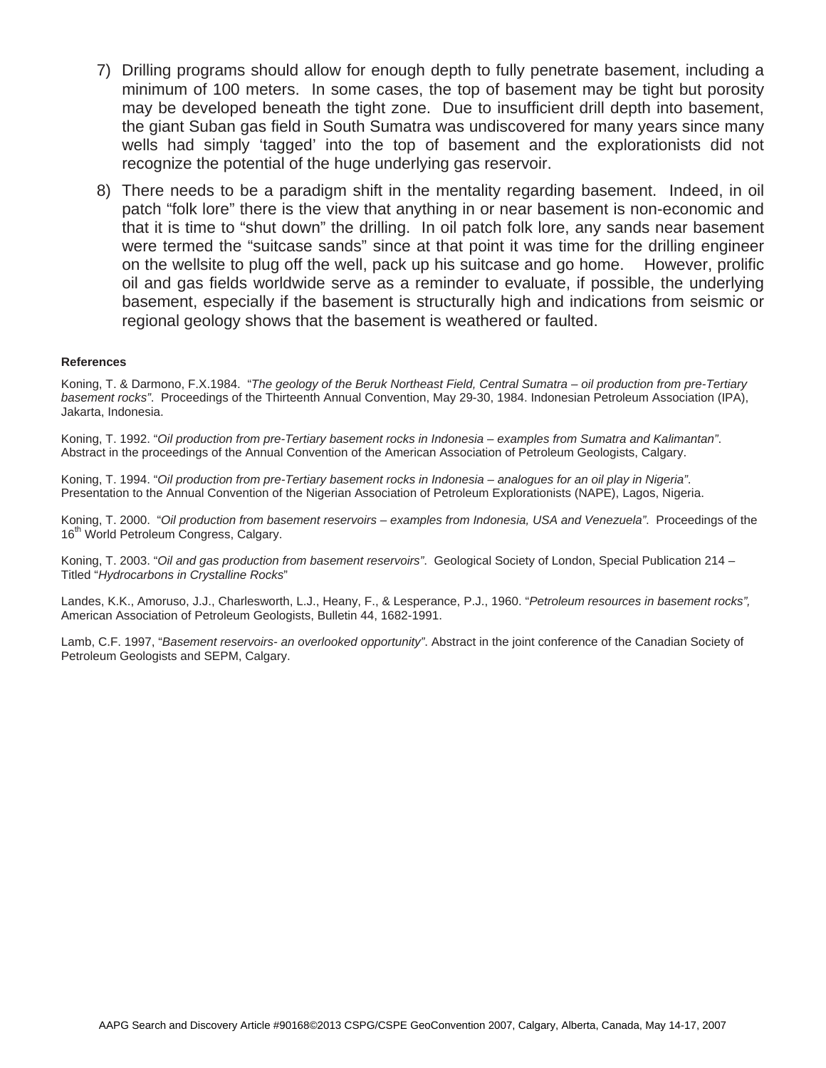7) Drilling programs should allow for enough depth to fully penetrate basement, including a minimum of 100 meters. In some cases, the top of basement may be tight but porosity may be developed beneath the tight zone. Due to insufficient drill depth into basement, the giant Suban gas field in South Sumatra was undiscovered for many years since many wells had simply 'tagged' into the top of basement and the explorationists did not recognize the potential of the huge underlying gas reservoir.

8) There needs to be a paradigm shift in the mentality regarding basement. Indeed, in oil patch "folk lore" there is the view that anything in or near basement is non-economic and that it is time to "shut down" the drilling. In oil patch folk lore, any sands near basement were termed the "suitcase sands" since at that point it was time for the drilling engineer on the wellsite to plug off the well, pack up his suitcase and go home. However, prolific oil and gas fields worldwide serve as a reminder to evaluate, if possible, the underlying basement, especially if the basement is structurally high and indications from seismic or regional geology shows that the basement is weathered or faulted.

**References**

Koning, T. & Darmono, F.X.1984. "*The geology of the Beruk Northeast Field, Central Sumatra – oil production from pre-Tertiary basement rocks*". Proceedings of the Thirteenth Annual Convention, May 29-30, 1984. Indonesian Petroleum Association (IPA), Jakarta, Indonesia.

Koning, T. 1992. "*Oil production from pre-Tertiary basement rocks in Indonesia – examples from Sumatra and Kalimantan*". Abstract in the proceedings of the Annual Convention of the American Association of Petroleum Geologists, Calgary.

Koning, T. 1994. "*Oil production from pre-Tertiary basement rocks in Indonesia – analogues for an oil play in Nigeria*". Presentation to the Annual Convention of the Nigerian Association of Petroleum Explorationists (NAPE), Lagos, Nigeria.

Koning, T. 2000. "*Oil production from basement reservoirs – examples from Indonesia, USA and Venezuela*". Proceedings of the 16th World Petroleum Congress, Calgary.

Koning, T. 2003. "*Oil and gas production from basement reservoirs*". Geological Society of London, Special Publication 214 – Titled "*Hydrocarbons in Crystalline Rocks*"

Landes, K.K., Amoruso, J.J., Charlesworth, L.J., Heany, F., & Lesperance, P.J., 1960. "*Petroleum resources in basement rocks",* American Association of Petroleum Geologists, Bulletin 44, 1682-1991.

Lamb, C.F. 1997, "*Basement reservoirs- an overlooked opportunity*". Abstract in the joint conference of the Canadian Society of Petroleum Geologists and SEPM, Calgary.